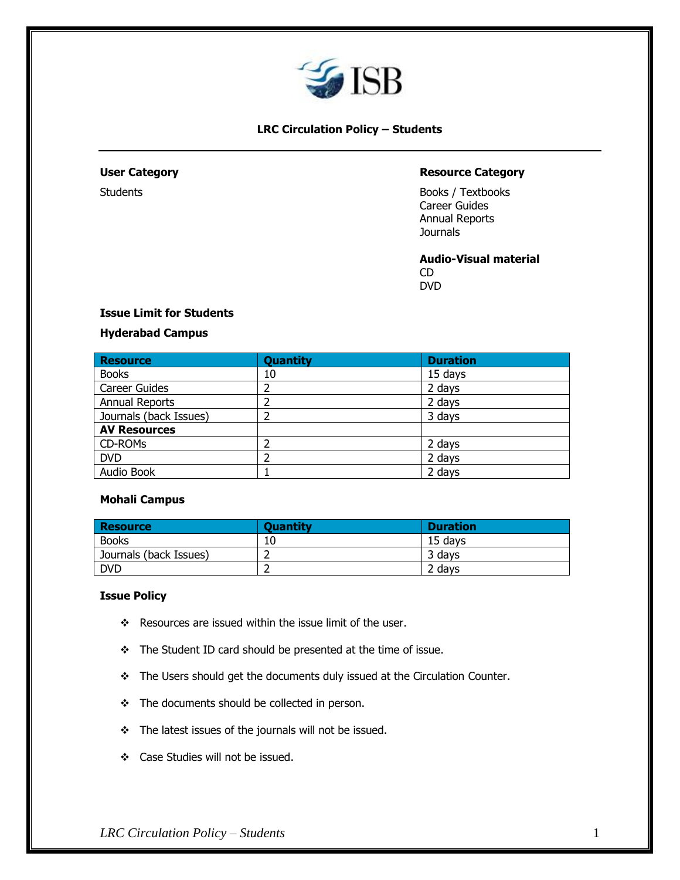# LRC Circulation Policy – Students

**User Category**

Students

**Resource Category**

Books / Textbooks
Career Guides
Annual Reports
Journals

**Audio-Visual material**

CD
DVD

**Issue Limit for Students**

**Hyderabad Campus**

| Resource | Quantity | Duration |
|---|---|---|
| Books | 10 | 15 days |
| Career Guides | 2 | 2 days |
| Annual Reports | 2 | 2 days |
| Journals (back Issues) | 2 | 3 days |
| **AV Resources** | | |
| CD-ROMs | 2 | 2 days |
| DVD | 2 | 2 days |
| Audio Book | 1 | 2 days |

**Mohali Campus**

| Resource | Quantity | Duration |
|---|---|---|
| Books | 10 | 15 days |
| Journals (back Issues) | 2 | 3 days |
| DVD | 2 | 2 days |

**Issue Policy**

- Resources are issued within the issue limit of the user.
- The Student ID card should be presented at the time of issue.
- The Users should get the documents duly issued at the Circulation Counter.
- The documents should be collected in person.
- The latest issues of the journals will not be issued.
- Case Studies will not be issued.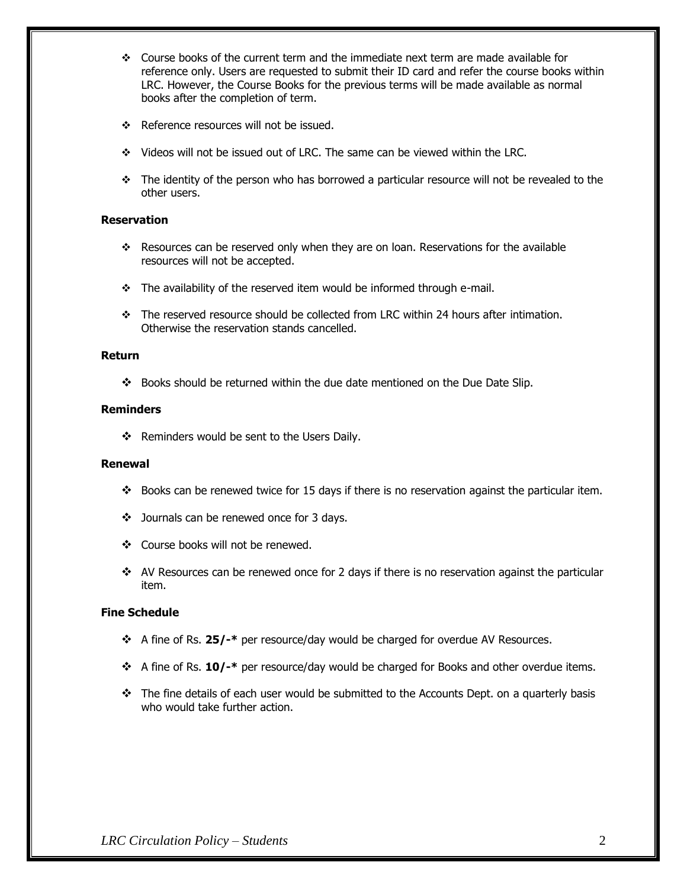- Course books of the current term and the immediate next term are made available for reference only. Users are requested to submit their ID card and refer the course books within LRC. However, the Course Books for the previous terms will be made available as normal books after the completion of term.
- Reference resources will not be issued.
- Videos will not be issued out of LRC. The same can be viewed within the LRC.
- The identity of the person who has borrowed a particular resource will not be revealed to the other users.

**Reservation**

- Resources can be reserved only when they are on loan. Reservations for the available resources will not be accepted.
- The availability of the reserved item would be informed through e-mail.
- The reserved resource should be collected from LRC within 24 hours after intimation. Otherwise the reservation stands cancelled.

**Return**

- Books should be returned within the due date mentioned on the Due Date Slip.

**Reminders**

- Reminders would be sent to the Users Daily.

**Renewal**

- Books can be renewed twice for 15 days if there is no reservation against the particular item.
- Journals can be renewed once for 3 days.
- Course books will not be renewed.
- AV Resources can be renewed once for 2 days if there is no reservation against the particular item.

**Fine Schedule**

- A fine of Rs. **25/-*** per resource/day would be charged for overdue AV Resources.
- A fine of Rs. **10/-*** per resource/day would be charged for Books and other overdue items.
- The fine details of each user would be submitted to the Accounts Dept. on a quarterly basis who would take further action.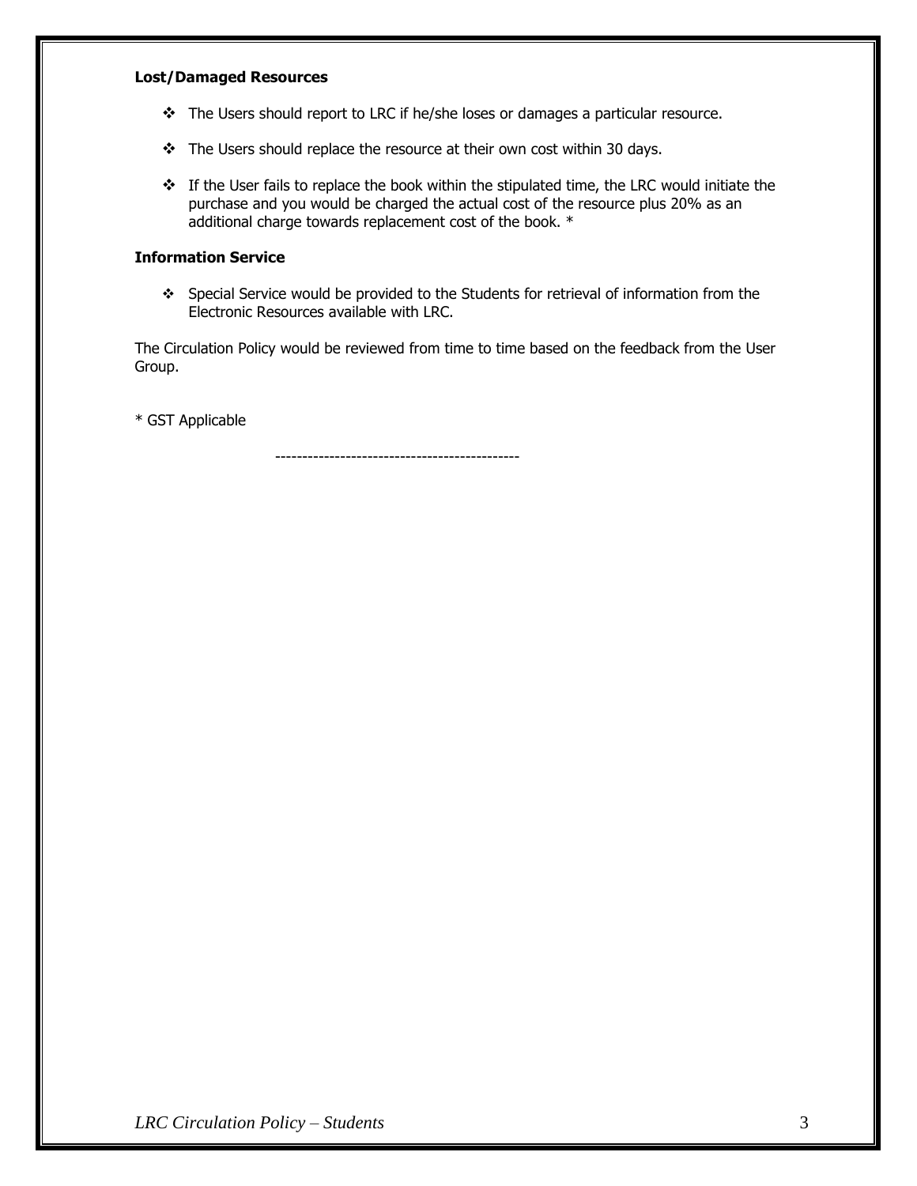**Lost/Damaged Resources**

- The Users should report to LRC if he/she loses or damages a particular resource.
- The Users should replace the resource at their own cost within 30 days.
- If the User fails to replace the book within the stipulated time, the LRC would initiate the purchase and you would be charged the actual cost of the resource plus 20% as an additional charge towards replacement cost of the book. *

**Information Service**

- Special Service would be provided to the Students for retrieval of information from the Electronic Resources available with LRC.

The Circulation Policy would be reviewed from time to time based on the feedback from the User Group.

* GST Applicable

---------------------------------------------